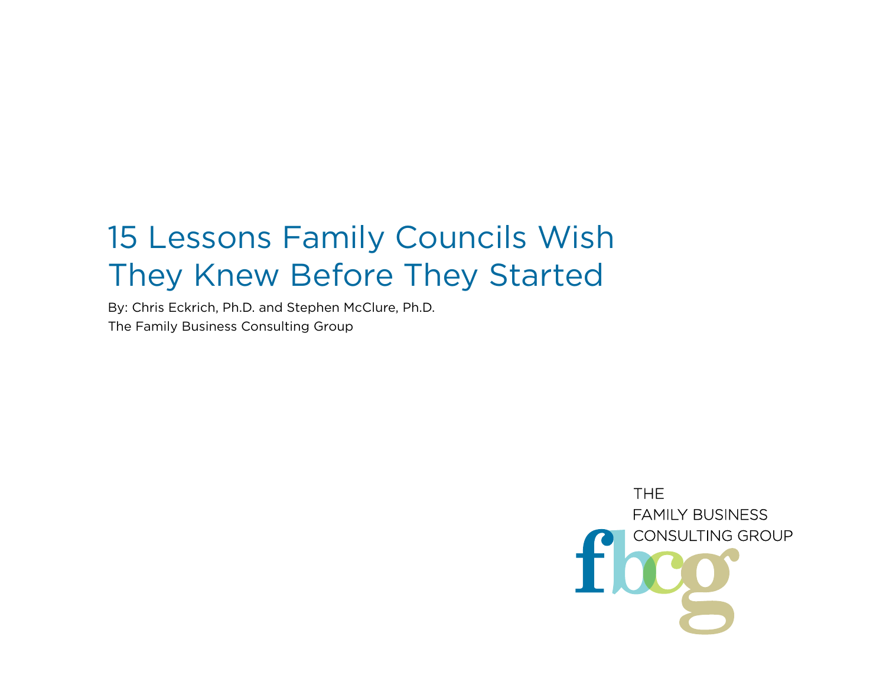# 15 Lessons Family Councils Wish They Knew Before They Started

By: Chris Eckrich, Ph.D. and Stephen McClure, Ph.D.

The Family Business Consulting Group

THE
FAMILY BUSINESS
CONSULTING GROUP

fbcg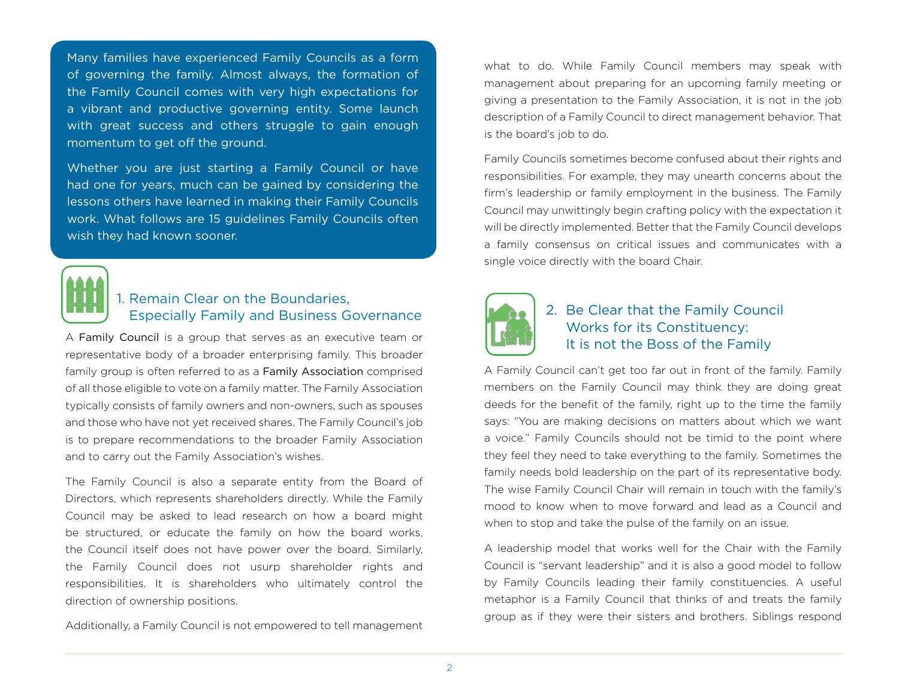Many families have experienced Family Councils as a form of governing the family. Almost always, the formation of the Family Council comes with very high expectations for a vibrant and productive governing entity. Some launch with great success and others struggle to gain enough momentum to get off the ground.

Whether you are just starting a Family Council or have had one for years, much can be gained by considering the lessons others have learned in making their Family Councils work. What follows are 15 guidelines Family Councils often wish they had known sooner.

## 1. Remain Clear on the Boundaries, Especially Family and Business Governance

A Family Council is a group that serves as an executive team or representative body of a broader enterprising family. This broader family group is often referred to as a Family Association comprised of all those eligible to vote on a family matter. The Family Association typically consists of family owners and non-owners, such as spouses and those who have not yet received shares. The Family Council's job is to prepare recommendations to the broader Family Association and to carry out the Family Association's wishes.

The Family Council is also a separate entity from the Board of Directors, which represents shareholders directly. While the Family Council may be asked to lead research on how a board might be structured, or educate the family on how the board works, the Council itself does not have power over the board. Similarly, the Family Council does not usurp shareholder rights and responsibilities. It is shareholders who ultimately control the direction of ownership positions.

Additionally, a Family Council is not empowered to tell management what to do. While Family Council members may speak with management about preparing for an upcoming family meeting or giving a presentation to the Family Association, it is not in the job description of a Family Council to direct management behavior. That is the board's job to do.

Family Councils sometimes become confused about their rights and responsibilities. For example, they may unearth concerns about the firm's leadership or family employment in the business. The Family Council may unwittingly begin crafting policy with the expectation it will be directly implemented. Better that the Family Council develops a family consensus on critical issues and communicates with a single voice directly with the board Chair.

## 2. Be Clear that the Family Council Works for its Constituency: It is not the Boss of the Family

A Family Council can't get too far out in front of the family. Family members on the Family Council may think they are doing great deeds for the benefit of the family, right up to the time the family says: "You are making decisions on matters about which we want a voice." Family Councils should not be timid to the point where they feel they need to take everything to the family. Sometimes the family needs bold leadership on the part of its representative body. The wise Family Council Chair will remain in touch with the family's mood to know when to move forward and lead as a Council and when to stop and take the pulse of the family on an issue.

A leadership model that works well for the Chair with the Family Council is "servant leadership" and it is also a good model to follow by Family Councils leading their family constituencies. A useful metaphor is a Family Council that thinks of and treats the family group as if they were their sisters and brothers. Siblings respond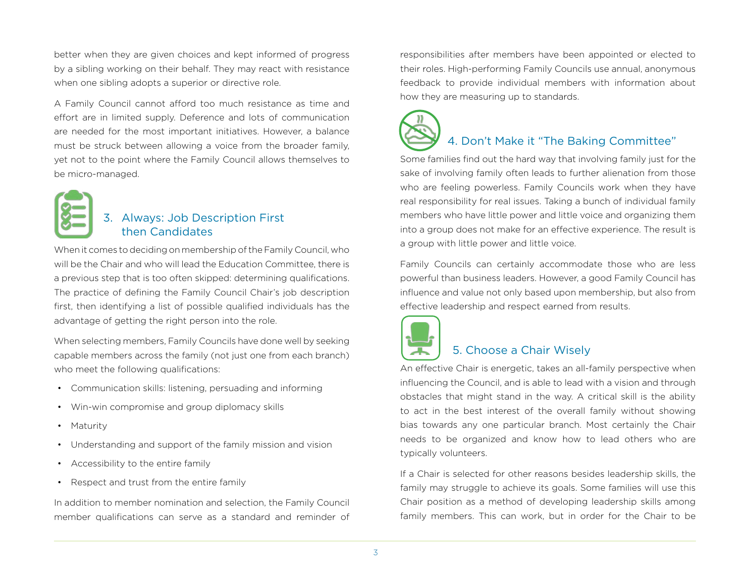better when they are given choices and kept informed of progress by a sibling working on their behalf. They may react with resistance when one sibling adopts a superior or directive role.

A Family Council cannot afford too much resistance as time and effort are in limited supply. Deference and lots of communication are needed for the most important initiatives. However, a balance must be struck between allowing a voice from the broader family, yet not to the point where the Family Council allows themselves to be micro-managed.

## 3. Always: Job Description First then Candidates

When it comes to deciding on membership of the Family Council, who will be the Chair and who will lead the Education Committee, there is a previous step that is too often skipped: determining qualifications. The practice of defining the Family Council Chair's job description first, then identifying a list of possible qualified individuals has the advantage of getting the right person into the role.

When selecting members, Family Councils have done well by seeking capable members across the family (not just one from each branch) who meet the following qualifications:

- Communication skills: listening, persuading and informing
- Win-win compromise and group diplomacy skills
- Maturity
- Understanding and support of the family mission and vision
- Accessibility to the entire family
- Respect and trust from the entire family

In addition to member nomination and selection, the Family Council member qualifications can serve as a standard and reminder of responsibilities after members have been appointed or elected to their roles. High-performing Family Councils use annual, anonymous feedback to provide individual members with information about how they are measuring up to standards.

## 4. Don't Make it "The Baking Committee"

Some families find out the hard way that involving family just for the sake of involving family often leads to further alienation from those who are feeling powerless. Family Councils work when they have real responsibility for real issues. Taking a bunch of individual family members who have little power and little voice and organizing them into a group does not make for an effective experience. The result is a group with little power and little voice.

Family Councils can certainly accommodate those who are less powerful than business leaders. However, a good Family Council has influence and value not only based upon membership, but also from effective leadership and respect earned from results.

## 5. Choose a Chair Wisely

An effective Chair is energetic, takes an all-family perspective when influencing the Council, and is able to lead with a vision and through obstacles that might stand in the way. A critical skill is the ability to act in the best interest of the overall family without showing bias towards any one particular branch. Most certainly the Chair needs to be organized and know how to lead others who are typically volunteers.

If a Chair is selected for other reasons besides leadership skills, the family may struggle to achieve its goals. Some families will use this Chair position as a method of developing leadership skills among family members. This can work, but in order for the Chair to be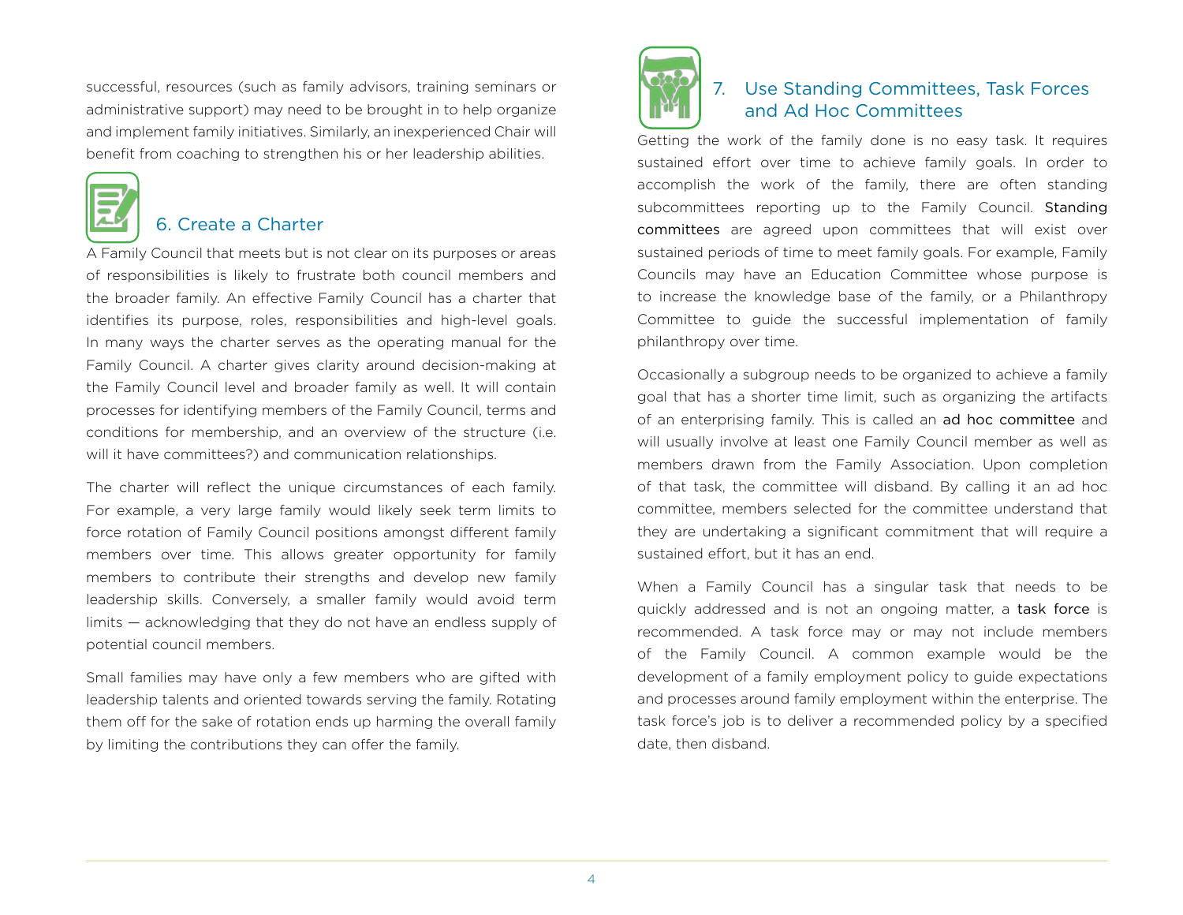successful, resources (such as family advisors, training seminars or administrative support) may need to be brought in to help organize and implement family initiatives. Similarly, an inexperienced Chair will benefit from coaching to strengthen his or her leadership abilities.

## 6. Create a Charter

A Family Council that meets but is not clear on its purposes or areas of responsibilities is likely to frustrate both council members and the broader family. An effective Family Council has a charter that identifies its purpose, roles, responsibilities and high-level goals. In many ways the charter serves as the operating manual for the Family Council. A charter gives clarity around decision-making at the Family Council level and broader family as well. It will contain processes for identifying members of the Family Council, terms and conditions for membership, and an overview of the structure (i.e. will it have committees?) and communication relationships.

The charter will reflect the unique circumstances of each family. For example, a very large family would likely seek term limits to force rotation of Family Council positions amongst different family members over time. This allows greater opportunity for family members to contribute their strengths and develop new family leadership skills. Conversely, a smaller family would avoid term limits — acknowledging that they do not have an endless supply of potential council members.

Small families may have only a few members who are gifted with leadership talents and oriented towards serving the family. Rotating them off for the sake of rotation ends up harming the overall family by limiting the contributions they can offer the family.

## 7. Use Standing Committees, Task Forces and Ad Hoc Committees

Getting the work of the family done is no easy task. It requires sustained effort over time to achieve family goals. In order to accomplish the work of the family, there are often standing subcommittees reporting up to the Family Council. Standing committees are agreed upon committees that will exist over sustained periods of time to meet family goals. For example, Family Councils may have an Education Committee whose purpose is to increase the knowledge base of the family, or a Philanthropy Committee to guide the successful implementation of family philanthropy over time.

Occasionally a subgroup needs to be organized to achieve a family goal that has a shorter time limit, such as organizing the artifacts of an enterprising family. This is called an ad hoc committee and will usually involve at least one Family Council member as well as members drawn from the Family Association. Upon completion of that task, the committee will disband. By calling it an ad hoc committee, members selected for the committee understand that they are undertaking a significant commitment that will require a sustained effort, but it has an end.

When a Family Council has a singular task that needs to be quickly addressed and is not an ongoing matter, a task force is recommended. A task force may or may not include members of the Family Council. A common example would be the development of a family employment policy to guide expectations and processes around family employment within the enterprise. The task force's job is to deliver a recommended policy by a specified date, then disband.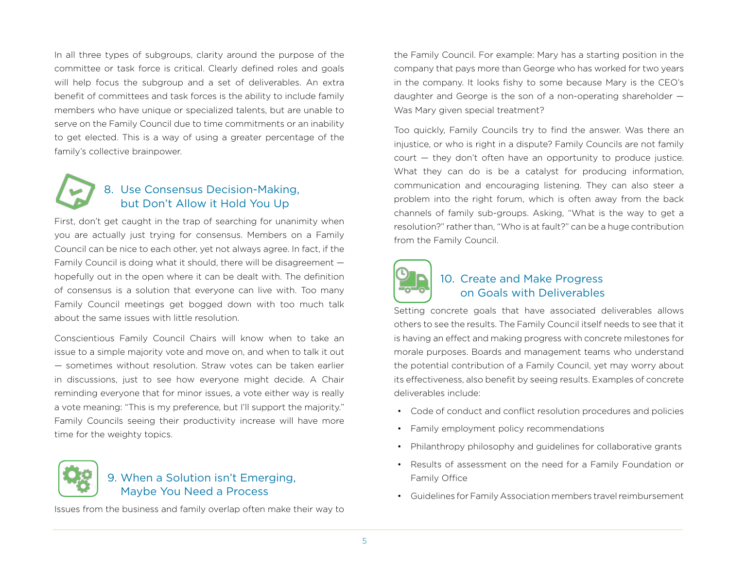In all three types of subgroups, clarity around the purpose of the committee or task force is critical. Clearly defined roles and goals will help focus the subgroup and a set of deliverables. An extra benefit of committees and task forces is the ability to include family members who have unique or specialized talents, but are unable to serve on the Family Council due to time commitments or an inability to get elected. This is a way of using a greater percentage of the family's collective brainpower.

## 8. Use Consensus Decision-Making, but Don't Allow it Hold You Up

First, don't get caught in the trap of searching for unanimity when you are actually just trying for consensus. Members on a Family Council can be nice to each other, yet not always agree. In fact, if the Family Council is doing what it should, there will be disagreement — hopefully out in the open where it can be dealt with. The definition of consensus is a solution that everyone can live with. Too many Family Council meetings get bogged down with too much talk about the same issues with little resolution.

Conscientious Family Council Chairs will know when to take an issue to a simple majority vote and move on, and when to talk it out — sometimes without resolution. Straw votes can be taken earlier in discussions, just to see how everyone might decide. A Chair reminding everyone that for minor issues, a vote either way is really a vote meaning: "This is my preference, but I'll support the majority." Family Councils seeing their productivity increase will have more time for the weighty topics.

## 9. When a Solution isn't Emerging, Maybe You Need a Process

Issues from the business and family overlap often make their way to the Family Council. For example: Mary has a starting position in the company that pays more than George who has worked for two years in the company. It looks fishy to some because Mary is the CEO's daughter and George is the son of a non-operating shareholder — Was Mary given special treatment?

Too quickly, Family Councils try to find the answer. Was there an injustice, or who is right in a dispute? Family Councils are not family court — they don't often have an opportunity to produce justice. What they can do is be a catalyst for producing information, communication and encouraging listening. They can also steer a problem into the right forum, which is often away from the back channels of family sub-groups. Asking, "What is the way to get a resolution?" rather than, "Who is at fault?" can be a huge contribution from the Family Council.

## 10. Create and Make Progress on Goals with Deliverables

Setting concrete goals that have associated deliverables allows others to see the results. The Family Council itself needs to see that it is having an effect and making progress with concrete milestones for morale purposes. Boards and management teams who understand the potential contribution of a Family Council, yet may worry about its effectiveness, also benefit by seeing results. Examples of concrete deliverables include:

- Code of conduct and conflict resolution procedures and policies
- Family employment policy recommendations
- Philanthropy philosophy and guidelines for collaborative grants
- Results of assessment on the need for a Family Foundation or Family Office
- Guidelines for Family Association members travel reimbursement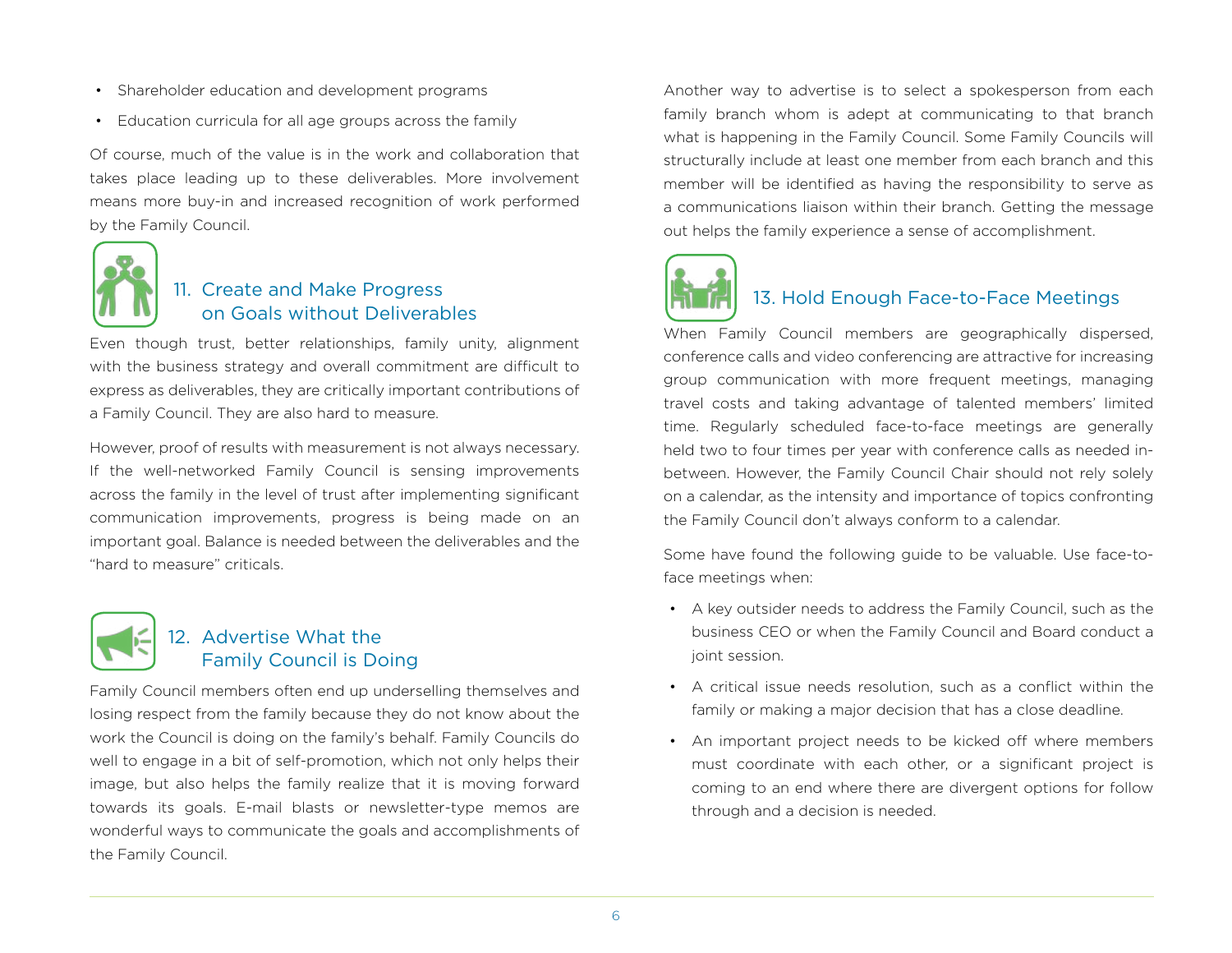- Shareholder education and development programs
- Education curricula for all age groups across the family

Of course, much of the value is in the work and collaboration that takes place leading up to these deliverables. More involvement means more buy-in and increased recognition of work performed by the Family Council.

## 11. Create and Make Progress on Goals without Deliverables

Even though trust, better relationships, family unity, alignment with the business strategy and overall commitment are difficult to express as deliverables, they are critically important contributions of a Family Council. They are also hard to measure.

However, proof of results with measurement is not always necessary. If the well-networked Family Council is sensing improvements across the family in the level of trust after implementing significant communication improvements, progress is being made on an important goal. Balance is needed between the deliverables and the "hard to measure" criticals.

## 12. Advertise What the Family Council is Doing

Family Council members often end up underselling themselves and losing respect from the family because they do not know about the work the Council is doing on the family's behalf. Family Councils do well to engage in a bit of self-promotion, which not only helps their image, but also helps the family realize that it is moving forward towards its goals. E-mail blasts or newsletter-type memos are wonderful ways to communicate the goals and accomplishments of the Family Council.

Another way to advertise is to select a spokesperson from each family branch whom is adept at communicating to that branch what is happening in the Family Council. Some Family Councils will structurally include at least one member from each branch and this member will be identified as having the responsibility to serve as a communications liaison within their branch. Getting the message out helps the family experience a sense of accomplishment.

## 13. Hold Enough Face-to-Face Meetings

When Family Council members are geographically dispersed, conference calls and video conferencing are attractive for increasing group communication with more frequent meetings, managing travel costs and taking advantage of talented members' limited time. Regularly scheduled face-to-face meetings are generally held two to four times per year with conference calls as needed in-between. However, the Family Council Chair should not rely solely on a calendar, as the intensity and importance of topics confronting the Family Council don't always conform to a calendar.

Some have found the following guide to be valuable. Use face-to-face meetings when:

- A key outsider needs to address the Family Council, such as the business CEO or when the Family Council and Board conduct a joint session.
- A critical issue needs resolution, such as a conflict within the family or making a major decision that has a close deadline.
- An important project needs to be kicked off where members must coordinate with each other, or a significant project is coming to an end where there are divergent options for follow through and a decision is needed.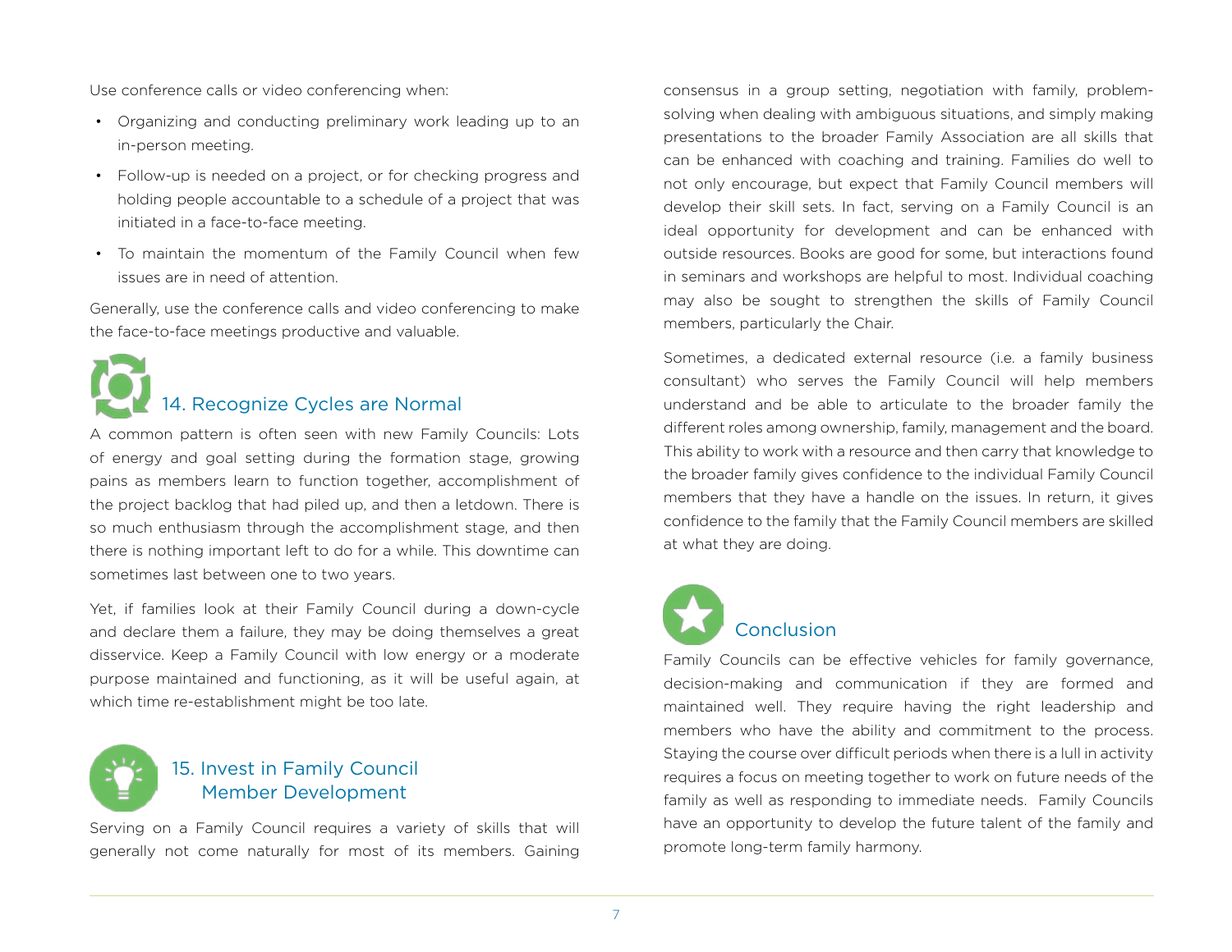Use conference calls or video conferencing when:

- Organizing and conducting preliminary work leading up to an in-person meeting.
- Follow-up is needed on a project, or for checking progress and holding people accountable to a schedule of a project that was initiated in a face-to-face meeting.
- To maintain the momentum of the Family Council when few issues are in need of attention.

Generally, use the conference calls and video conferencing to make the face-to-face meetings productive and valuable.

## 14. Recognize Cycles are Normal

A common pattern is often seen with new Family Councils: Lots of energy and goal setting during the formation stage, growing pains as members learn to function together, accomplishment of the project backlog that had piled up, and then a letdown. There is so much enthusiasm through the accomplishment stage, and then there is nothing important left to do for a while. This downtime can sometimes last between one to two years.

Yet, if families look at their Family Council during a down-cycle and declare them a failure, they may be doing themselves a great disservice. Keep a Family Council with low energy or a moderate purpose maintained and functioning, as it will be useful again, at which time re-establishment might be too late.

## 15. Invest in Family Council Member Development

Serving on a Family Council requires a variety of skills that will generally not come naturally for most of its members. Gaining consensus in a group setting, negotiation with family, problem-solving when dealing with ambiguous situations, and simply making presentations to the broader Family Association are all skills that can be enhanced with coaching and training. Families do well to not only encourage, but expect that Family Council members will develop their skill sets. In fact, serving on a Family Council is an ideal opportunity for development and can be enhanced with outside resources. Books are good for some, but interactions found in seminars and workshops are helpful to most. Individual coaching may also be sought to strengthen the skills of Family Council members, particularly the Chair.

Sometimes, a dedicated external resource (i.e. a family business consultant) who serves the Family Council will help members understand and be able to articulate to the broader family the different roles among ownership, family, management and the board. This ability to work with a resource and then carry that knowledge to the broader family gives confidence to the individual Family Council members that they have a handle on the issues. In return, it gives confidence to the family that the Family Council members are skilled at what they are doing.

## Conclusion

Family Councils can be effective vehicles for family governance, decision-making and communication if they are formed and maintained well. They require having the right leadership and members who have the ability and commitment to the process. Staying the course over difficult periods when there is a lull in activity requires a focus on meeting together to work on future needs of the family as well as responding to immediate needs. Family Councils have an opportunity to develop the future talent of the family and promote long-term family harmony.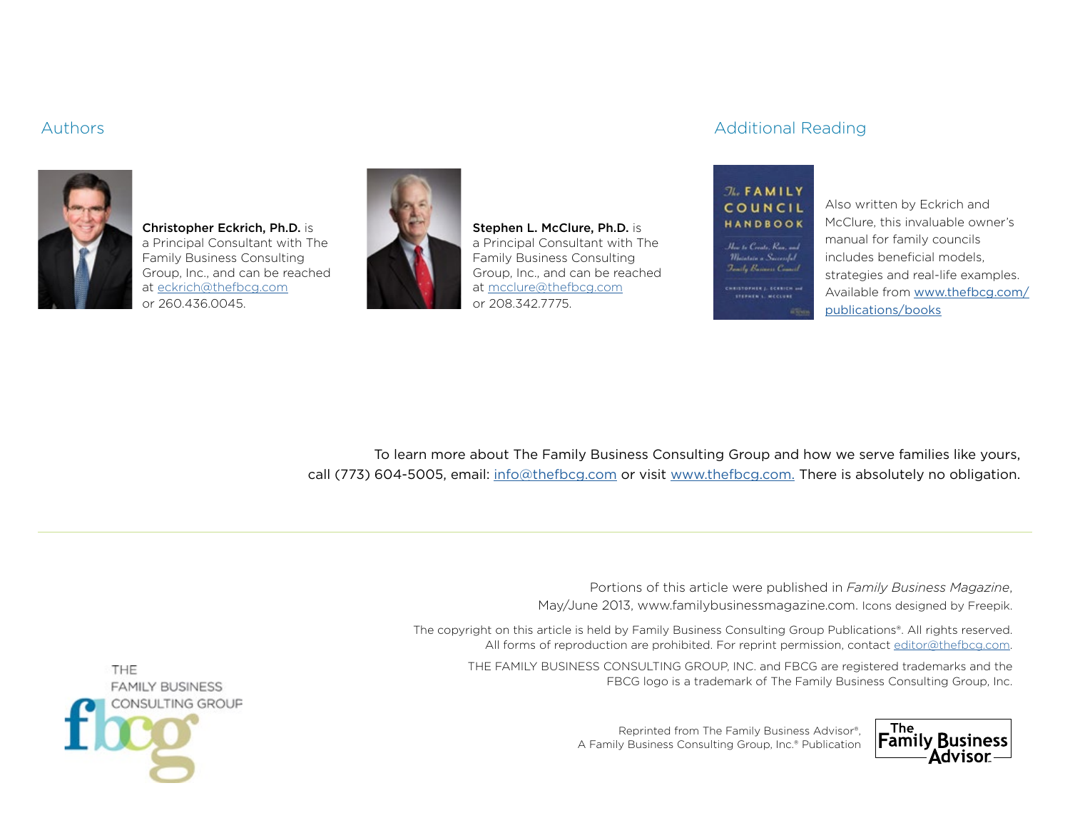## Authors

**Christopher Eckrich, Ph.D.** is a Principal Consultant with The Family Business Consulting Group, Inc., and can be reached at eckrich@thefbcg.com or 260.436.0045.

**Stephen L. McClure, Ph.D.** is a Principal Consultant with The Family Business Consulting Group, Inc., and can be reached at mcclure@thefbcg.com or 208.342.7775.

## Additional Reading

Also written by Eckrich and McClure, this invaluable owner's manual for family councils includes beneficial models, strategies and real-life examples. Available from www.thefbcg.com/publications/books

To learn more about The Family Business Consulting Group and how we serve families like yours, call (773) 604-5005, email: info@thefbcg.com or visit www.thefbcg.com. There is absolutely no obligation.

---

Portions of this article were published in *Family Business Magazine*, May/June 2013, www.familybusinessmagazine.com. Icons designed by Freepik.

The copyright on this article is held by Family Business Consulting Group Publications®. All rights reserved. All forms of reproduction are prohibited. For reprint permission, contact editor@thefbcg.com.

THE FAMILY BUSINESS CONSULTING GROUP, INC. and FBCG are registered trademarks and the FBCG logo is a trademark of The Family Business Consulting Group, Inc.

Reprinted from The Family Business Advisor®, A Family Business Consulting Group, Inc.® Publication